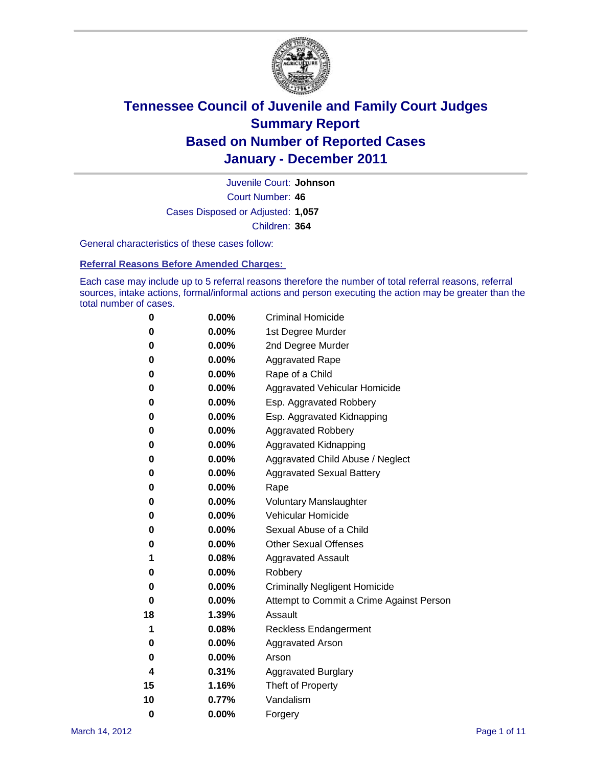# Tennessee Council of Juvenile and Family Court Judges
## Summary Report
## Based on Number of Reported Cases
## January - December 2011

Juvenile Court: **Johnson**

Court Number: **46**

Cases Disposed or Adjusted: **1,057**

Children: **364**

General characteristics of these cases follow:

### Referral Reasons Before Amended Charges:

Each case may include up to 5 referral reasons therefore the number of total referral reasons, referral sources, intake actions, formal/informal actions and person executing the action may be greater than the total number of cases.

| Count | Percent | Referral Reason |
|---|---|---|
| 0 | 0.00% | Criminal Homicide |
| 0 | 0.00% | 1st Degree Murder |
| 0 | 0.00% | 2nd Degree Murder |
| 0 | 0.00% | Aggravated Rape |
| 0 | 0.00% | Rape of a Child |
| 0 | 0.00% | Aggravated Vehicular Homicide |
| 0 | 0.00% | Esp. Aggravated Robbery |
| 0 | 0.00% | Esp. Aggravated Kidnapping |
| 0 | 0.00% | Aggravated Robbery |
| 0 | 0.00% | Aggravated Kidnapping |
| 0 | 0.00% | Aggravated Child Abuse / Neglect |
| 0 | 0.00% | Aggravated Sexual Battery |
| 0 | 0.00% | Rape |
| 0 | 0.00% | Voluntary Manslaughter |
| 0 | 0.00% | Vehicular Homicide |
| 0 | 0.00% | Sexual Abuse of a Child |
| 0 | 0.00% | Other Sexual Offenses |
| 1 | 0.08% | Aggravated Assault |
| 0 | 0.00% | Robbery |
| 0 | 0.00% | Criminally Negligent Homicide |
| 0 | 0.00% | Attempt to Commit a Crime Against Person |
| 18 | 1.39% | Assault |
| 1 | 0.08% | Reckless Endangerment |
| 0 | 0.00% | Aggravated Arson |
| 0 | 0.00% | Arson |
| 4 | 0.31% | Aggravated Burglary |
| 15 | 1.16% | Theft of Property |
| 10 | 0.77% | Vandalism |
| 0 | 0.00% | Forgery |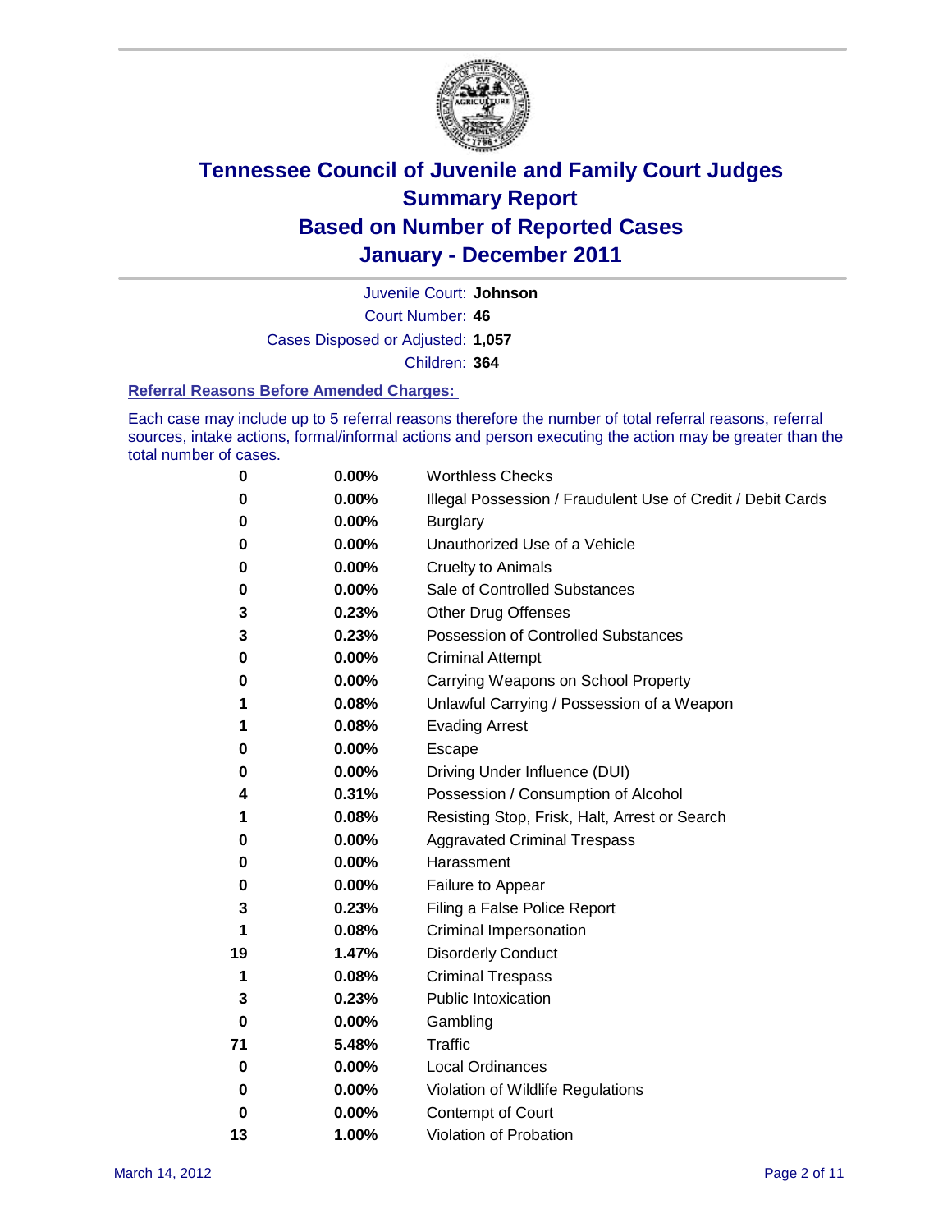# Tennessee Council of Juvenile and Family Court Judges
## Summary Report
## Based on Number of Reported Cases
## January - December 2011

Juvenile Court: **Johnson**

Court Number: **46**

Cases Disposed or Adjusted: **1,057**

Children: **364**

### Referral Reasons Before Amended Charges:

Each case may include up to 5 referral reasons therefore the number of total referral reasons, referral sources, intake actions, formal/informal actions and person executing the action may be greater than the total number of cases.

| | | |
|---|---|---|
| 0 | 0.00% | Worthless Checks |
| 0 | 0.00% | Illegal Possession / Fraudulent Use of Credit / Debit Cards |
| 0 | 0.00% | Burglary |
| 0 | 0.00% | Unauthorized Use of a Vehicle |
| 0 | 0.00% | Cruelty to Animals |
| 0 | 0.00% | Sale of Controlled Substances |
| 3 | 0.23% | Other Drug Offenses |
| 3 | 0.23% | Possession of Controlled Substances |
| 0 | 0.00% | Criminal Attempt |
| 0 | 0.00% | Carrying Weapons on School Property |
| 1 | 0.08% | Unlawful Carrying / Possession of a Weapon |
| 1 | 0.08% | Evading Arrest |
| 0 | 0.00% | Escape |
| 0 | 0.00% | Driving Under Influence (DUI) |
| 4 | 0.31% | Possession / Consumption of Alcohol |
| 1 | 0.08% | Resisting Stop, Frisk, Halt, Arrest or Search |
| 0 | 0.00% | Aggravated Criminal Trespass |
| 0 | 0.00% | Harassment |
| 0 | 0.00% | Failure to Appear |
| 3 | 0.23% | Filing a False Police Report |
| 1 | 0.08% | Criminal Impersonation |
| 19 | 1.47% | Disorderly Conduct |
| 1 | 0.08% | Criminal Trespass |
| 3 | 0.23% | Public Intoxication |
| 0 | 0.00% | Gambling |
| 71 | 5.48% | Traffic |
| 0 | 0.00% | Local Ordinances |
| 0 | 0.00% | Violation of Wildlife Regulations |
| 0 | 0.00% | Contempt of Court |
| 13 | 1.00% | Violation of Probation |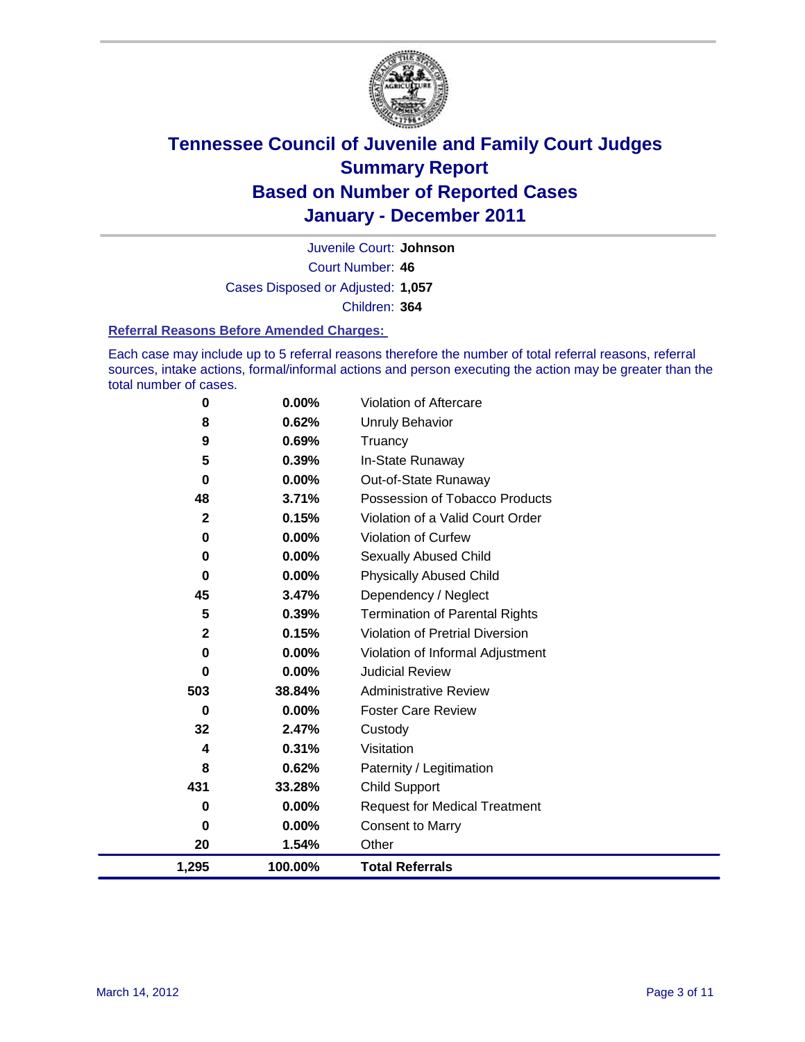# Tennessee Council of Juvenile and Family Court Judges
## Summary Report
## Based on Number of Reported Cases
## January - December 2011

Juvenile Court: **Johnson**

Court Number: **46**

Cases Disposed or Adjusted: **1,057**

Children: **364**

### Referral Reasons Before Amended Charges:

Each case may include up to 5 referral reasons therefore the number of total referral reasons, referral sources, intake actions, formal/informal actions and person executing the action may be greater than the total number of cases.

| Count | Percent | Referral Reason |
|---|---|---|
| 0 | 0.00% | Violation of Aftercare |
| 8 | 0.62% | Unruly Behavior |
| 9 | 0.69% | Truancy |
| 5 | 0.39% | In-State Runaway |
| 0 | 0.00% | Out-of-State Runaway |
| 48 | 3.71% | Possession of Tobacco Products |
| 2 | 0.15% | Violation of a Valid Court Order |
| 0 | 0.00% | Violation of Curfew |
| 0 | 0.00% | Sexually Abused Child |
| 0 | 0.00% | Physically Abused Child |
| 45 | 3.47% | Dependency / Neglect |
| 5 | 0.39% | Termination of Parental Rights |
| 2 | 0.15% | Violation of Pretrial Diversion |
| 0 | 0.00% | Violation of Informal Adjustment |
| 0 | 0.00% | Judicial Review |
| 503 | 38.84% | Administrative Review |
| 0 | 0.00% | Foster Care Review |
| 32 | 2.47% | Custody |
| 4 | 0.31% | Visitation |
| 8 | 0.62% | Paternity / Legitimation |
| 431 | 33.28% | Child Support |
| 0 | 0.00% | Request for Medical Treatment |
| 0 | 0.00% | Consent to Marry |
| 20 | 1.54% | Other |
| **1,295** | **100.00%** | **Total Referrals** |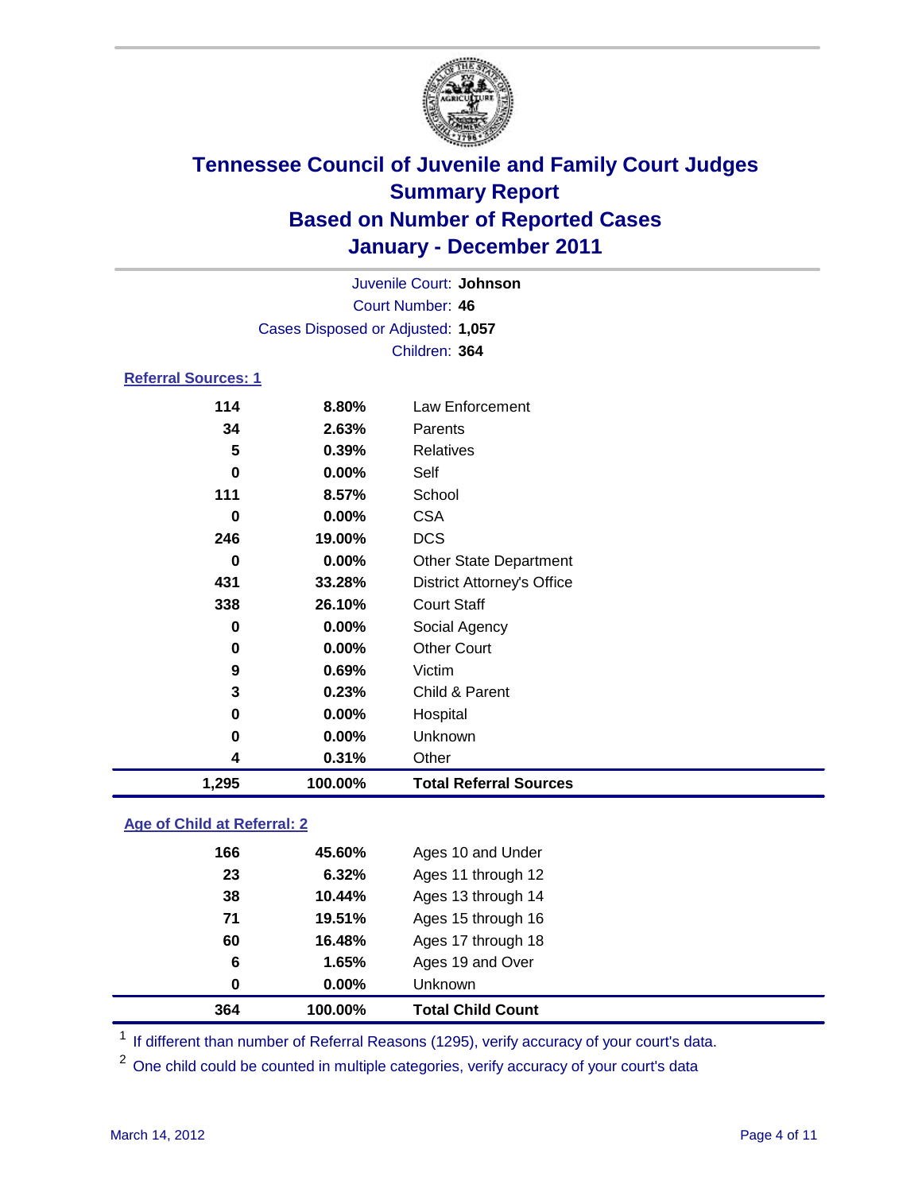# Tennessee Council of Juvenile and Family Court Judges
## Summary Report
## Based on Number of Reported Cases
## January - December 2011

Juvenile Court: **Johnson**
Court Number: **46**
Cases Disposed or Adjusted: **1,057**
Children: **364**

### Referral Sources: 1

| Count | Percent | Source |
|---|---|---|
| 114 | 8.80% | Law Enforcement |
| 34 | 2.63% | Parents |
| 5 | 0.39% | Relatives |
| 0 | 0.00% | Self |
| 111 | 8.57% | School |
| 0 | 0.00% | CSA |
| 246 | 19.00% | DCS |
| 0 | 0.00% | Other State Department |
| 431 | 33.28% | District Attorney's Office |
| 338 | 26.10% | Court Staff |
| 0 | 0.00% | Social Agency |
| 0 | 0.00% | Other Court |
| 9 | 0.69% | Victim |
| 3 | 0.23% | Child & Parent |
| 0 | 0.00% | Hospital |
| 0 | 0.00% | Unknown |
| 4 | 0.31% | Other |
| **1,295** | **100.00%** | **Total Referral Sources** |

### Age of Child at Referral: 2

| Count | Percent | Age |
|---|---|---|
| 166 | 45.60% | Ages 10 and Under |
| 23 | 6.32% | Ages 11 through 12 |
| 38 | 10.44% | Ages 13 through 14 |
| 71 | 19.51% | Ages 15 through 16 |
| 60 | 16.48% | Ages 17 through 18 |
| 6 | 1.65% | Ages 19 and Over |
| 0 | 0.00% | Unknown |
| **364** | **100.00%** | **Total Child Count** |

[1] If different than number of Referral Reasons (1295), verify accuracy of your court's data.

[2] One child could be counted in multiple categories, verify accuracy of your court's data

March 14, 2012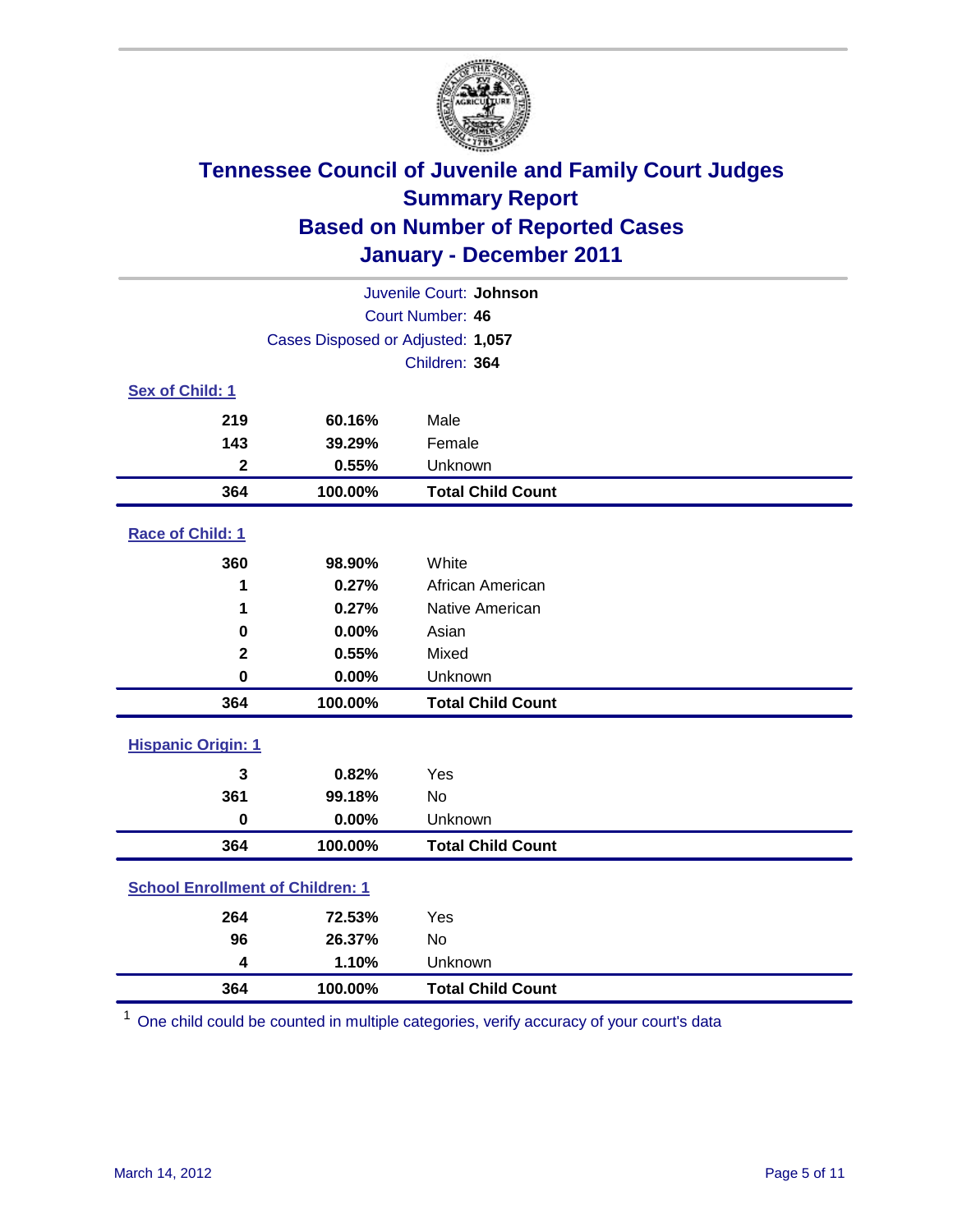# Tennessee Council of Juvenile and Family Court Judges
## Summary Report
## Based on Number of Reported Cases
## January - December 2011

Juvenile Court: **Johnson**
Court Number: **46**
Cases Disposed or Adjusted: **1,057**
Children: **364**

### Sex of Child: 1

| | | |
|---|---|---|
| 219 | 60.16% | Male |
| 143 | 39.29% | Female |
| 2 | 0.55% | Unknown |
| **364** | **100.00%** | **Total Child Count** |

### Race of Child: 1

| | | |
|---|---|---|
| 360 | 98.90% | White |
| 1 | 0.27% | African American |
| 1 | 0.27% | Native American |
| 0 | 0.00% | Asian |
| 2 | 0.55% | Mixed |
| 0 | 0.00% | Unknown |
| **364** | **100.00%** | **Total Child Count** |

### Hispanic Origin: 1

| | | |
|---|---|---|
| 3 | 0.82% | Yes |
| 361 | 99.18% | No |
| 0 | 0.00% | Unknown |
| **364** | **100.00%** | **Total Child Count** |

### School Enrollment of Children: 1

| | | |
|---|---|---|
| 264 | 72.53% | Yes |
| 96 | 26.37% | No |
| 4 | 1.10% | Unknown |
| **364** | **100.00%** | **Total Child Count** |

[1] One child could be counted in multiple categories, verify accuracy of your court's data

March 14, 2012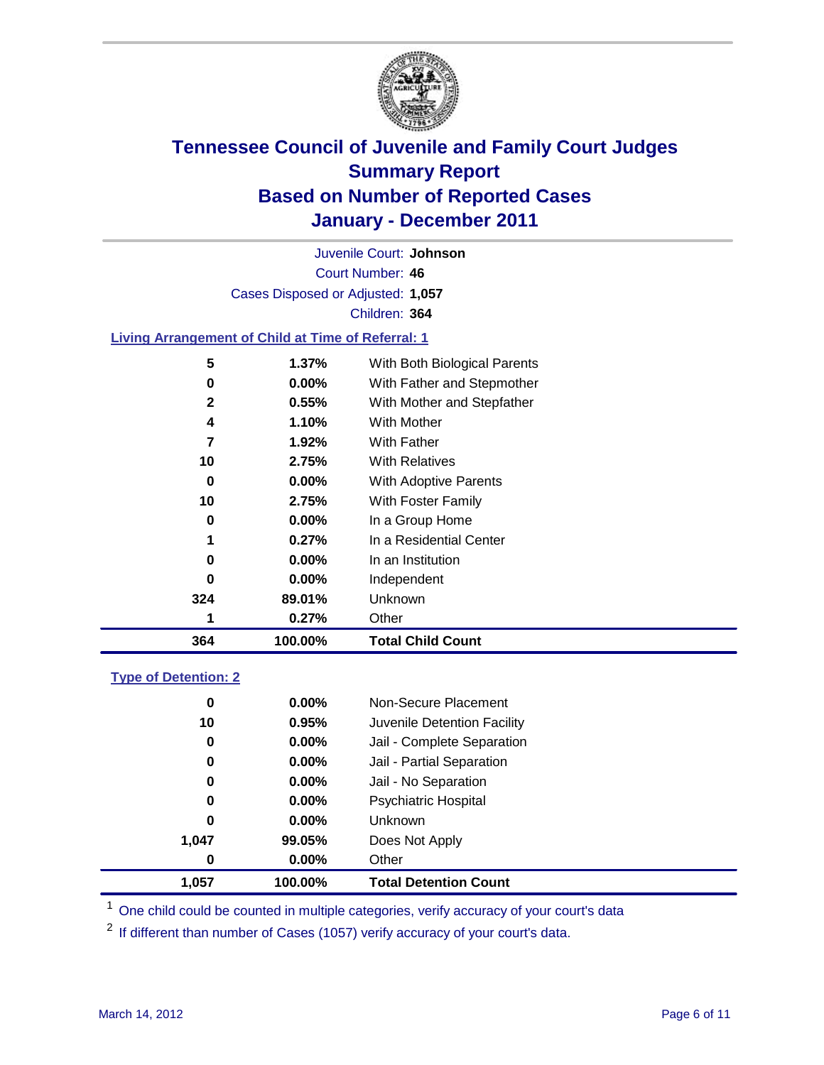# Tennessee Council of Juvenile and Family Court Judges
## Summary Report
## Based on Number of Reported Cases
## January - December 2011

Juvenile Court: **Johnson**

Court Number: **46**

Cases Disposed or Adjusted: **1,057**

Children: **364**

### Living Arrangement of Child at Time of Referral: 1

| Count | Percent | Arrangement |
|---|---|---|
| 5 | 1.37% | With Both Biological Parents |
| 0 | 0.00% | With Father and Stepmother |
| 2 | 0.55% | With Mother and Stepfather |
| 4 | 1.10% | With Mother |
| 7 | 1.92% | With Father |
| 10 | 2.75% | With Relatives |
| 0 | 0.00% | With Adoptive Parents |
| 10 | 2.75% | With Foster Family |
| 0 | 0.00% | In a Group Home |
| 1 | 0.27% | In a Residential Center |
| 0 | 0.00% | In an Institution |
| 0 | 0.00% | Independent |
| 324 | 89.01% | Unknown |
| 1 | 0.27% | Other |
| **364** | **100.00%** | **Total Child Count** |

### Type of Detention: 2

| Count | Percent | Type |
|---|---|---|
| 0 | 0.00% | Non-Secure Placement |
| 10 | 0.95% | Juvenile Detention Facility |
| 0 | 0.00% | Jail - Complete Separation |
| 0 | 0.00% | Jail - Partial Separation |
| 0 | 0.00% | Jail - No Separation |
| 0 | 0.00% | Psychiatric Hospital |
| 0 | 0.00% | Unknown |
| 1,047 | 99.05% | Does Not Apply |
| 0 | 0.00% | Other |
| **1,057** | **100.00%** | **Total Detention Count** |

[1] One child could be counted in multiple categories, verify accuracy of your court's data

[2] If different than number of Cases (1057) verify accuracy of your court's data.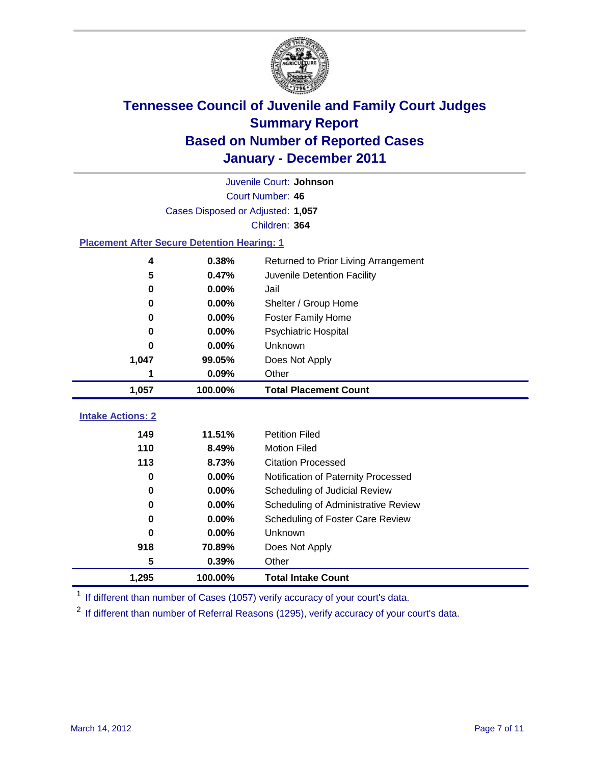# Tennessee Council of Juvenile and Family Court Judges
## Summary Report
## Based on Number of Reported Cases
## January - December 2011

Juvenile Court: **Johnson**

Court Number: **46**

Cases Disposed or Adjusted: **1,057**

Children: **364**

### Placement After Secure Detention Hearing: 1

| Count | Percent | Placement |
|---|---|---|
| 4 | 0.38% | Returned to Prior Living Arrangement |
| 5 | 0.47% | Juvenile Detention Facility |
| 0 | 0.00% | Jail |
| 0 | 0.00% | Shelter / Group Home |
| 0 | 0.00% | Foster Family Home |
| 0 | 0.00% | Psychiatric Hospital |
| 0 | 0.00% | Unknown |
| 1,047 | 99.05% | Does Not Apply |
| 1 | 0.09% | Other |
| **1,057** | **100.00%** | **Total Placement Count** |

### Intake Actions: 2

| Count | Percent | Intake Action |
|---|---|---|
| 149 | 11.51% | Petition Filed |
| 110 | 8.49% | Motion Filed |
| 113 | 8.73% | Citation Processed |
| 0 | 0.00% | Notification of Paternity Processed |
| 0 | 0.00% | Scheduling of Judicial Review |
| 0 | 0.00% | Scheduling of Administrative Review |
| 0 | 0.00% | Scheduling of Foster Care Review |
| 0 | 0.00% | Unknown |
| 918 | 70.89% | Does Not Apply |
| 5 | 0.39% | Other |
| **1,295** | **100.00%** | **Total Intake Count** |

[1] If different than number of Cases (1057) verify accuracy of your court's data.

[2] If different than number of Referral Reasons (1295), verify accuracy of your court's data.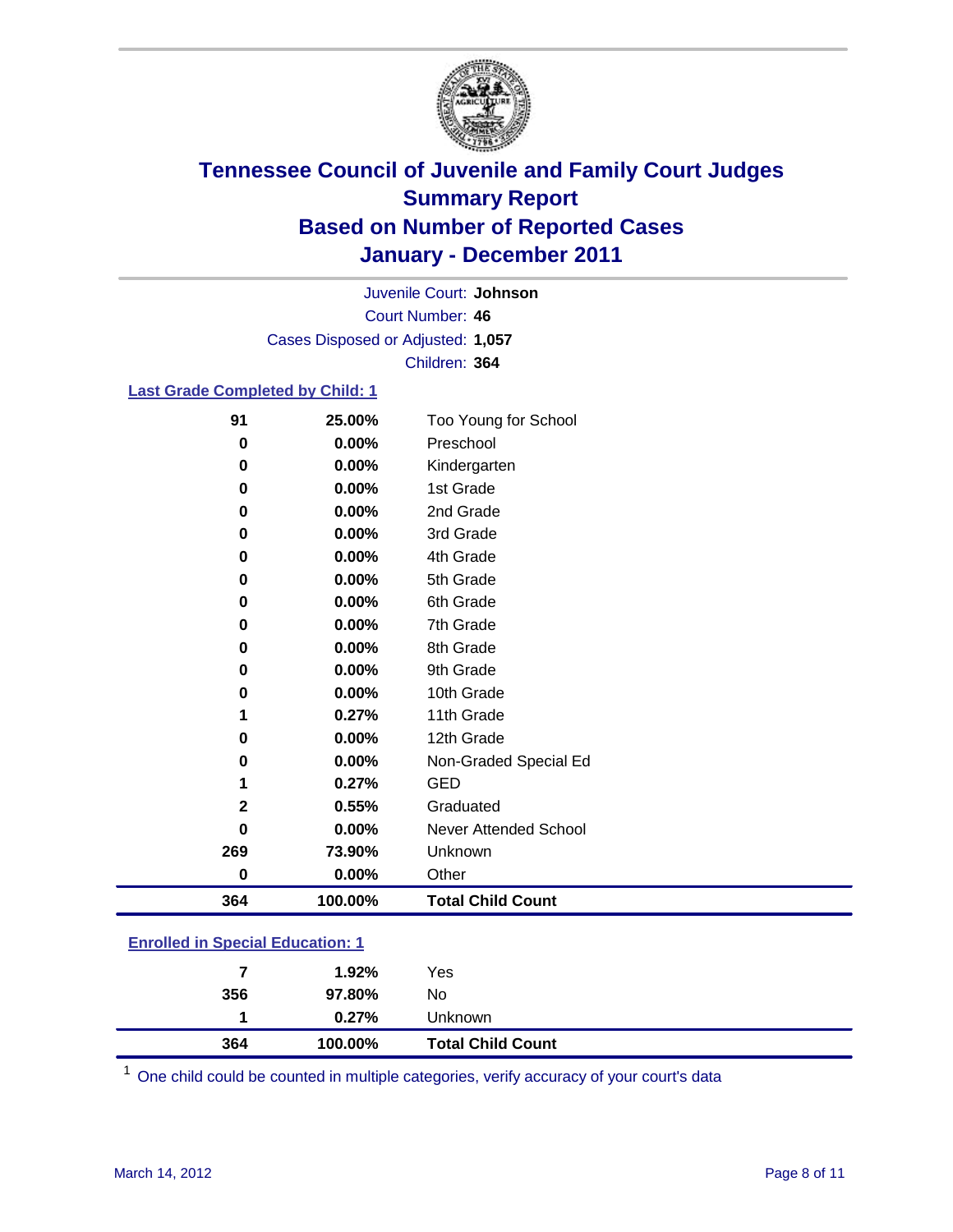# Tennessee Council of Juvenile and Family Court Judges
## Summary Report
## Based on Number of Reported Cases
## January - December 2011

Juvenile Court: **Johnson**

Court Number: **46**

Cases Disposed or Adjusted: **1,057**

Children: **364**

### Last Grade Completed by Child: 1

| Count | Percent | Category |
|---|---|---|
| 91 | 25.00% | Too Young for School |
| 0 | 0.00% | Preschool |
| 0 | 0.00% | Kindergarten |
| 0 | 0.00% | 1st Grade |
| 0 | 0.00% | 2nd Grade |
| 0 | 0.00% | 3rd Grade |
| 0 | 0.00% | 4th Grade |
| 0 | 0.00% | 5th Grade |
| 0 | 0.00% | 6th Grade |
| 0 | 0.00% | 7th Grade |
| 0 | 0.00% | 8th Grade |
| 0 | 0.00% | 9th Grade |
| 0 | 0.00% | 10th Grade |
| 1 | 0.27% | 11th Grade |
| 0 | 0.00% | 12th Grade |
| 0 | 0.00% | Non-Graded Special Ed |
| 1 | 0.27% | GED |
| 2 | 0.55% | Graduated |
| 0 | 0.00% | Never Attended School |
| 269 | 73.90% | Unknown |
| 0 | 0.00% | Other |
| **364** | **100.00%** | **Total Child Count** |

### Enrolled in Special Education: 1

| Count | Percent | Category |
|---|---|---|
| 7 | 1.92% | Yes |
| 356 | 97.80% | No |
| 1 | 0.27% | Unknown |
| **364** | **100.00%** | **Total Child Count** |

[1] One child could be counted in multiple categories, verify accuracy of your court's data

March 14, 2012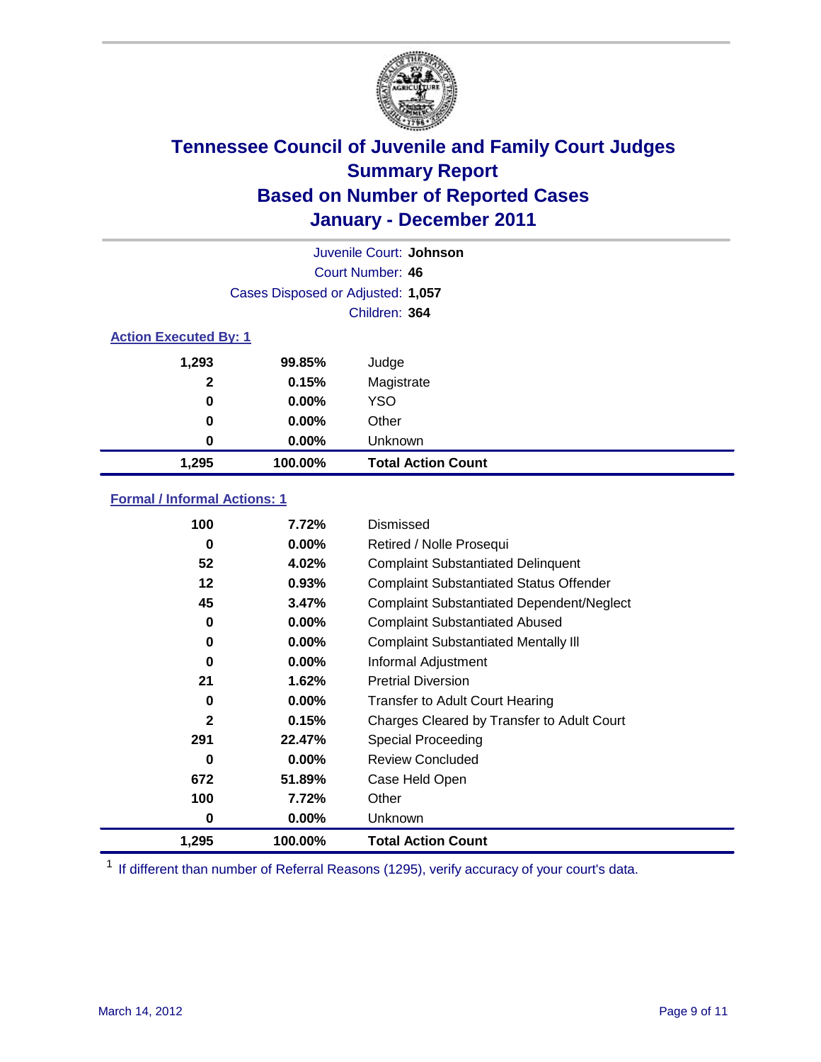# Tennessee Council of Juvenile and Family Court Judges
## Summary Report
## Based on Number of Reported Cases
## January - December 2011

Juvenile Court: **Johnson**
Court Number: **46**
Cases Disposed or Adjusted: **1,057**
Children: **364**

### Action Executed By: 1

| | | |
|---|---|---|
| 1,293 | 99.85% | Judge |
| 2 | 0.15% | Magistrate |
| 0 | 0.00% | YSO |
| 0 | 0.00% | Other |
| 0 | 0.00% | Unknown |
| **1,295** | **100.00%** | **Total Action Count** |

### Formal / Informal Actions: 1

| | | |
|---|---|---|
| 100 | 7.72% | Dismissed |
| 0 | 0.00% | Retired / Nolle Prosequi |
| 52 | 4.02% | Complaint Substantiated Delinquent |
| 12 | 0.93% | Complaint Substantiated Status Offender |
| 45 | 3.47% | Complaint Substantiated Dependent/Neglect |
| 0 | 0.00% | Complaint Substantiated Abused |
| 0 | 0.00% | Complaint Substantiated Mentally Ill |
| 0 | 0.00% | Informal Adjustment |
| 21 | 1.62% | Pretrial Diversion |
| 0 | 0.00% | Transfer to Adult Court Hearing |
| 2 | 0.15% | Charges Cleared by Transfer to Adult Court |
| 291 | 22.47% | Special Proceeding |
| 0 | 0.00% | Review Concluded |
| 672 | 51.89% | Case Held Open |
| 100 | 7.72% | Other |
| 0 | 0.00% | Unknown |
| **1,295** | **100.00%** | **Total Action Count** |

[1] If different than number of Referral Reasons (1295), verify accuracy of your court's data.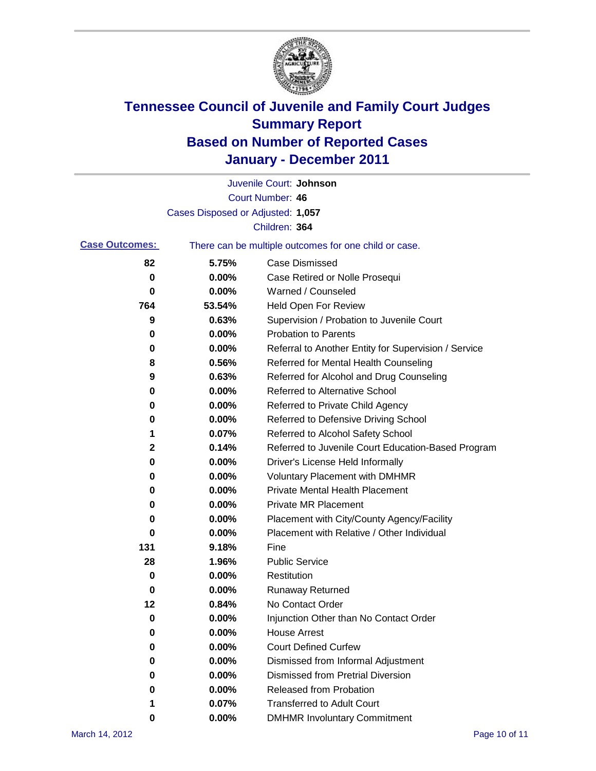# Tennessee Council of Juvenile and Family Court Judges
# Summary Report
# Based on Number of Reported Cases
# January - December 2011

Juvenile Court: **Johnson**

Court Number: **46**

Cases Disposed or Adjusted: **1,057**

Children: **364**

**Case Outcomes:** There can be multiple outcomes for one child or case.

| | | |
|---|---|---|
| 82 | 5.75% | Case Dismissed |
| 0 | 0.00% | Case Retired or Nolle Prosequi |
| 0 | 0.00% | Warned / Counseled |
| 764 | 53.54% | Held Open For Review |
| 9 | 0.63% | Supervision / Probation to Juvenile Court |
| 0 | 0.00% | Probation to Parents |
| 0 | 0.00% | Referral to Another Entity for Supervision / Service |
| 8 | 0.56% | Referred for Mental Health Counseling |
| 9 | 0.63% | Referred for Alcohol and Drug Counseling |
| 0 | 0.00% | Referred to Alternative School |
| 0 | 0.00% | Referred to Private Child Agency |
| 0 | 0.00% | Referred to Defensive Driving School |
| 1 | 0.07% | Referred to Alcohol Safety School |
| 2 | 0.14% | Referred to Juvenile Court Education-Based Program |
| 0 | 0.00% | Driver's License Held Informally |
| 0 | 0.00% | Voluntary Placement with DMHMR |
| 0 | 0.00% | Private Mental Health Placement |
| 0 | 0.00% | Private MR Placement |
| 0 | 0.00% | Placement with City/County Agency/Facility |
| 0 | 0.00% | Placement with Relative / Other Individual |
| 131 | 9.18% | Fine |
| 28 | 1.96% | Public Service |
| 0 | 0.00% | Restitution |
| 0 | 0.00% | Runaway Returned |
| 12 | 0.84% | No Contact Order |
| 0 | 0.00% | Injunction Other than No Contact Order |
| 0 | 0.00% | House Arrest |
| 0 | 0.00% | Court Defined Curfew |
| 0 | 0.00% | Dismissed from Informal Adjustment |
| 0 | 0.00% | Dismissed from Pretrial Diversion |
| 0 | 0.00% | Released from Probation |
| 1 | 0.07% | Transferred to Adult Court |
| 0 | 0.00% | DMHMR Involuntary Commitment |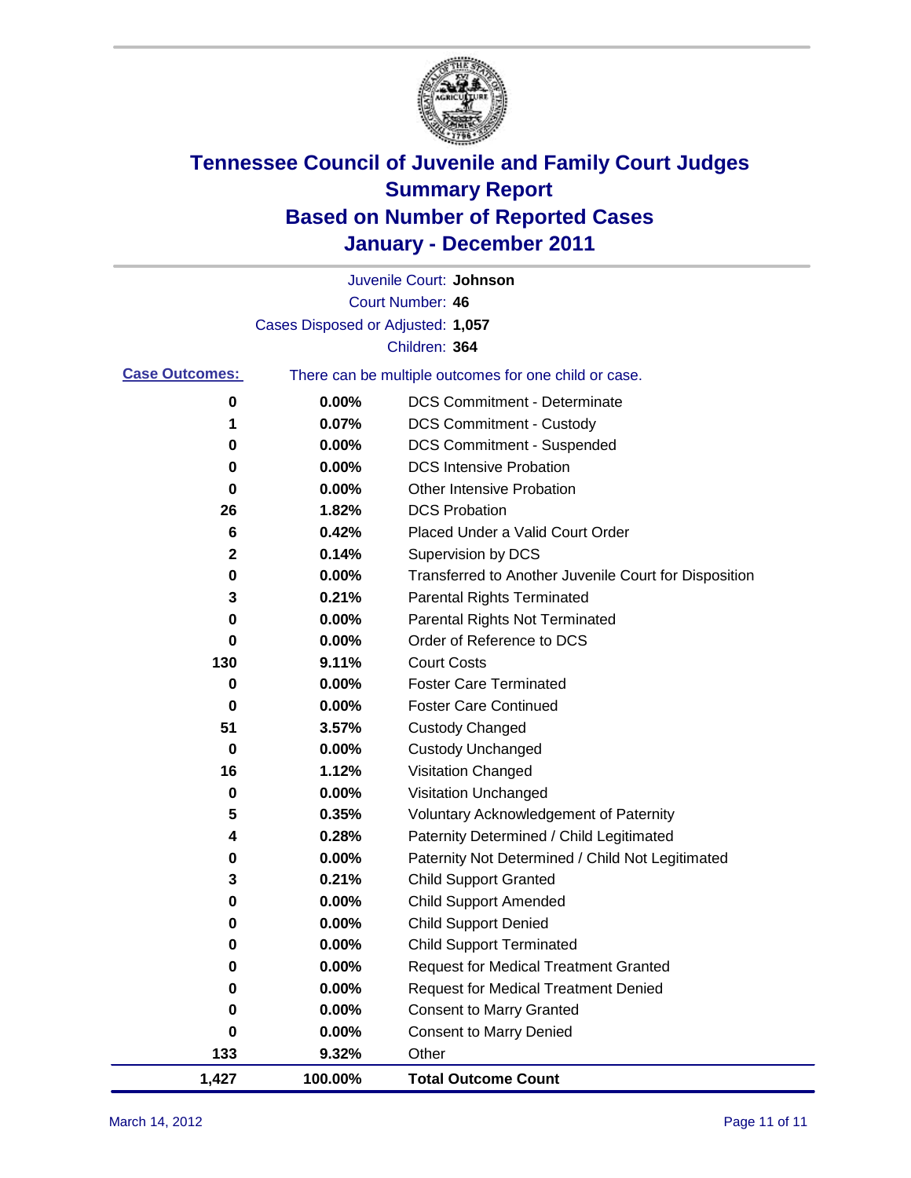# Tennessee Council of Juvenile and Family Court Judges
## Summary Report
## Based on Number of Reported Cases
## January - December 2011

Juvenile Court: **Johnson**

Court Number: **46**

Cases Disposed or Adjusted: **1,057**

Children: **364**

**Case Outcomes:** There can be multiple outcomes for one child or case.

| | | |
|---|---|---|
| 0 | 0.00% | DCS Commitment - Determinate |
| 1 | 0.07% | DCS Commitment - Custody |
| 0 | 0.00% | DCS Commitment - Suspended |
| 0 | 0.00% | DCS Intensive Probation |
| 0 | 0.00% | Other Intensive Probation |
| 26 | 1.82% | DCS Probation |
| 6 | 0.42% | Placed Under a Valid Court Order |
| 2 | 0.14% | Supervision by DCS |
| 0 | 0.00% | Transferred to Another Juvenile Court for Disposition |
| 3 | 0.21% | Parental Rights Terminated |
| 0 | 0.00% | Parental Rights Not Terminated |
| 0 | 0.00% | Order of Reference to DCS |
| 130 | 9.11% | Court Costs |
| 0 | 0.00% | Foster Care Terminated |
| 0 | 0.00% | Foster Care Continued |
| 51 | 3.57% | Custody Changed |
| 0 | 0.00% | Custody Unchanged |
| 16 | 1.12% | Visitation Changed |
| 0 | 0.00% | Visitation Unchanged |
| 5 | 0.35% | Voluntary Acknowledgement of Paternity |
| 4 | 0.28% | Paternity Determined / Child Legitimated |
| 0 | 0.00% | Paternity Not Determined / Child Not Legitimated |
| 3 | 0.21% | Child Support Granted |
| 0 | 0.00% | Child Support Amended |
| 0 | 0.00% | Child Support Denied |
| 0 | 0.00% | Child Support Terminated |
| 0 | 0.00% | Request for Medical Treatment Granted |
| 0 | 0.00% | Request for Medical Treatment Denied |
| 0 | 0.00% | Consent to Marry Granted |
| 0 | 0.00% | Consent to Marry Denied |
| 133 | 9.32% | Other |
| **1,427** | **100.00%** | **Total Outcome Count** |

March 14, 2012